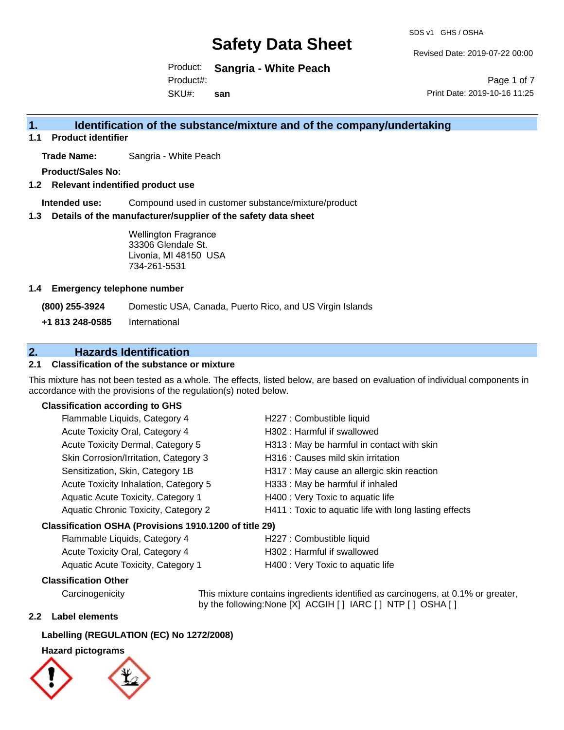# Safety Data Sheet

SDS v1 GHS / OSHA

Revised Date: 2019-07-22 00:00

Product: **Sangria - White Peach**

Product#:

SKU#: **san**

Print Date: 2019-10-16 11:25

## 1. Identification of the substance/mixture and of the company/undertaking

### 1.1 Product identifier

**Trade Name:** Sangria - White Peach

**Product/Sales No:**

### 1.2 Relevant indentified product use

**Intended use:** Compound used in customer substance/mixture/product

### 1.3 Details of the manufacturer/supplier of the safety data sheet

Wellington Fragrance
33306 Glendale St.
Livonia, MI 48150 USA
734-261-5531

### 1.4 Emergency telephone number

**(800) 255-3924** Domestic USA, Canada, Puerto Rico, and US Virgin Islands

**+1 813 248-0585** International

## 2. Hazards Identification

### 2.1 Classification of the substance or mixture

This mixture has not been tested as a whole. The effects, listed below, are based on evaluation of individual components in accordance with the provisions of the regulation(s) noted below.

**Classification according to GHS**

| | |
|---|---|
| Flammable Liquids, Category 4 | H227 : Combustible liquid |
| Acute Toxicity Oral, Category 4 | H302 : Harmful if swallowed |
| Acute Toxicity Dermal, Category 5 | H313 : May be harmful in contact with skin |
| Skin Corrosion/Irritation, Category 3 | H316 : Causes mild skin irritation |
| Sensitization, Skin, Category 1B | H317 : May cause an allergic skin reaction |
| Acute Toxicity Inhalation, Category 5 | H333 : May be harmful if inhaled |
| Aquatic Acute Toxicity, Category 1 | H400 : Very Toxic to aquatic life |
| Aquatic Chronic Toxicity, Category 2 | H411 : Toxic to aquatic life with long lasting effects |

**Classification OSHA (Provisions 1910.1200 of title 29)**

| | |
|---|---|
| Flammable Liquids, Category 4 | H227 : Combustible liquid |
| Acute Toxicity Oral, Category 4 | H302 : Harmful if swallowed |
| Aquatic Acute Toxicity, Category 1 | H400 : Very Toxic to aquatic life |

**Classification Other**

Carcinogenicity: This mixture contains ingredients identified as carcinogens, at 0.1% or greater, by the following:None [X] ACGIH [ ] IARC [ ] NTP [ ] OSHA [ ]

### 2.2 Label elements

**Labelling (REGULATION (EC) No 1272/2008)**

**Hazard pictograms**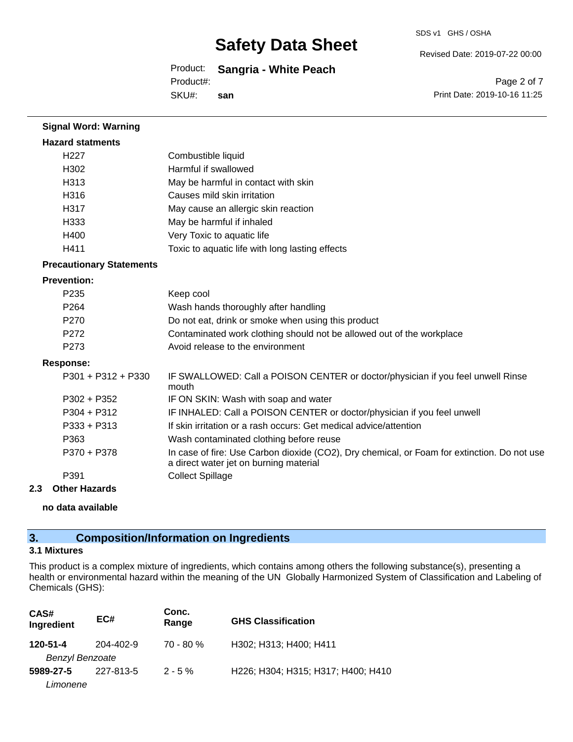**Signal Word: Warning**

**Hazard statments**

| | |
|---|---|
| H227 | Combustible liquid |
| H302 | Harmful if swallowed |
| H313 | May be harmful in contact with skin |
| H316 | Causes mild skin irritation |
| H317 | May cause an allergic skin reaction |
| H333 | May be harmful if inhaled |
| H400 | Very Toxic to aquatic life |
| H411 | Toxic to aquatic life with long lasting effects |

**Precautionary Statements**

**Prevention:**

| | |
|---|---|
| P235 | Keep cool |
| P264 | Wash hands thoroughly after handling |
| P270 | Do not eat, drink or smoke when using this product |
| P272 | Contaminated work clothing should not be allowed out of the workplace |
| P273 | Avoid release to the environment |

**Response:**

| | |
|---|---|
| P301 + P312 + P330 | IF SWALLOWED: Call a POISON CENTER or doctor/physician if you feel unwell Rinse mouth |
| P302 + P352 | IF ON SKIN: Wash with soap and water |
| P304 + P312 | IF INHALED: Call a POISON CENTER or doctor/physician if you feel unwell |
| P333 + P313 | If skin irritation or a rash occurs: Get medical advice/attention |
| P363 | Wash contaminated clothing before reuse |
| P370 + P378 | In case of fire: Use Carbon dioxide (CO2), Dry chemical, or Foam for extinction. Do not use a direct water jet on burning material |
| P391 | Collect Spillage |

**2.3 Other Hazards**

**no data available**

## 3. Composition/Information on Ingredients

### 3.1 Mixtures

This product is a complex mixture of ingredients, which contains among others the following substance(s), presenting a health or environmental hazard within the meaning of the UN Globally Harmonized System of Classification and Labeling of Chemicals (GHS):

| CAS# Ingredient | EC# | Conc. Range | GHS Classification |
|---|---|---|---|
| **120-51-4** *Benzyl Benzoate* | 204-402-9 | 70 - 80 % | H302; H313; H400; H411 |
| **5989-27-5** *Limonene* | 227-813-5 | 2 - 5 % | H226; H304; H315; H317; H400; H410 |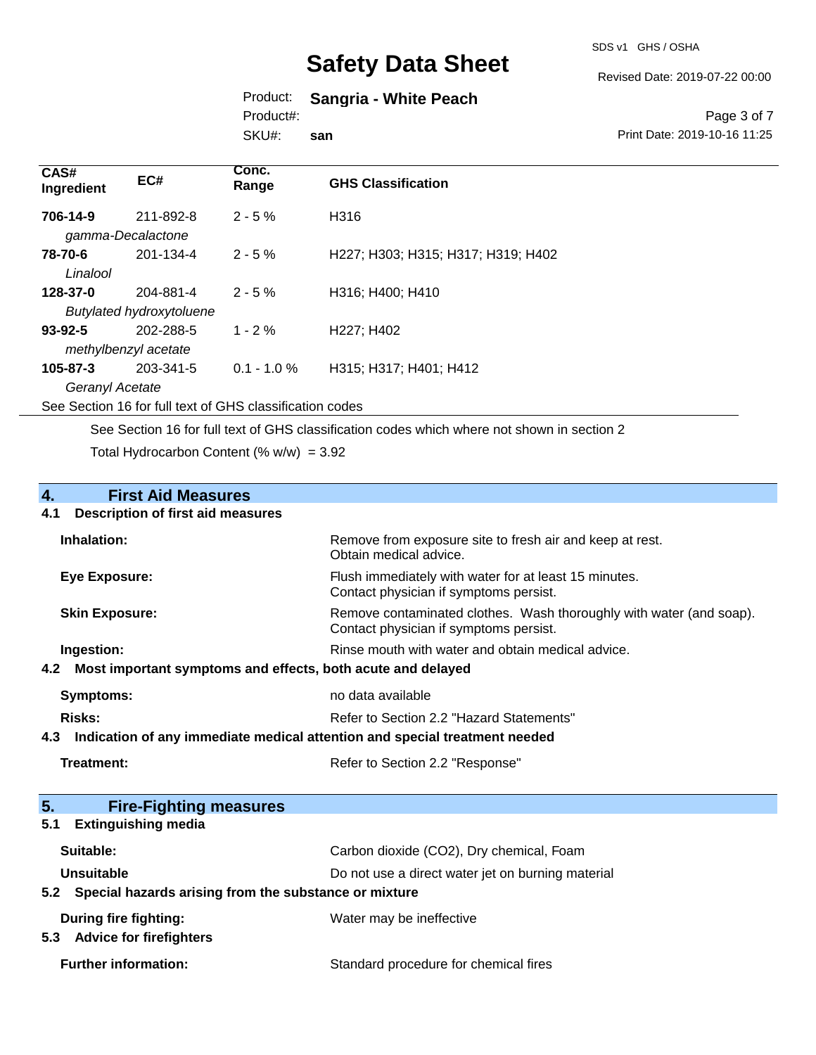| CAS# Ingredient | EC# | Conc. Range | GHS Classification |
|---|---|---|---|
| **706-14-9** | 211-892-8 | 2 - 5 % | H316 |
| *gamma-Decalactone* | | | |
| **78-70-6** | 201-134-4 | 2 - 5 % | H227; H303; H315; H317; H319; H402 |
| *Linalool* | | | |
| **128-37-0** | 204-881-4 | 2 - 5 % | H316; H400; H410 |
| *Butylated hydroxytoluene* | | | |
| **93-92-5** | 202-288-5 | 1 - 2 % | H227; H402 |
| *methylbenzyl acetate* | | | |
| **105-87-3** | 203-341-5 | 0.1 - 1.0 % | H315; H317; H401; H412 |
| *Geranyl Acetate* | | | |

See Section 16 for full text of GHS classification codes

See Section 16 for full text of GHS classification codes which where not shown in section 2

Total Hydrocarbon Content (% w/w) = 3.92

## 4. First Aid Measures

### 4.1 Description of first aid measures

| | |
|---|---|
| **Inhalation:** | Remove from exposure site to fresh air and keep at rest. Obtain medical advice. |
| **Eye Exposure:** | Flush immediately with water for at least 15 minutes. Contact physician if symptoms persist. |
| **Skin Exposure:** | Remove contaminated clothes. Wash thoroughly with water (and soap). Contact physician if symptoms persist. |
| **Ingestion:** | Rinse mouth with water and obtain medical advice. |

### 4.2 Most important symptoms and effects, both acute and delayed

| | |
|---|---|
| **Symptoms:** | no data available |
| **Risks:** | Refer to Section 2.2 "Hazard Statements" |

### 4.3 Indication of any immediate medical attention and special treatment needed

| | |
|---|---|
| **Treatment:** | Refer to Section 2.2 "Response" |

## 5. Fire-Fighting measures

### 5.1 Extinguishing media

| | |
|---|---|
| **Suitable:** | Carbon dioxide ($CO_2$), Dry chemical, Foam |
| **Unsuitable** | Do not use a direct water jet on burning material |

### 5.2 Special hazards arising from the substance or mixture

| | |
|---|---|
| **During fire fighting:** | Water may be ineffective |

### 5.3 Advice for firefighters

| | |
|---|---|
| **Further information:** | Standard procedure for chemical fires |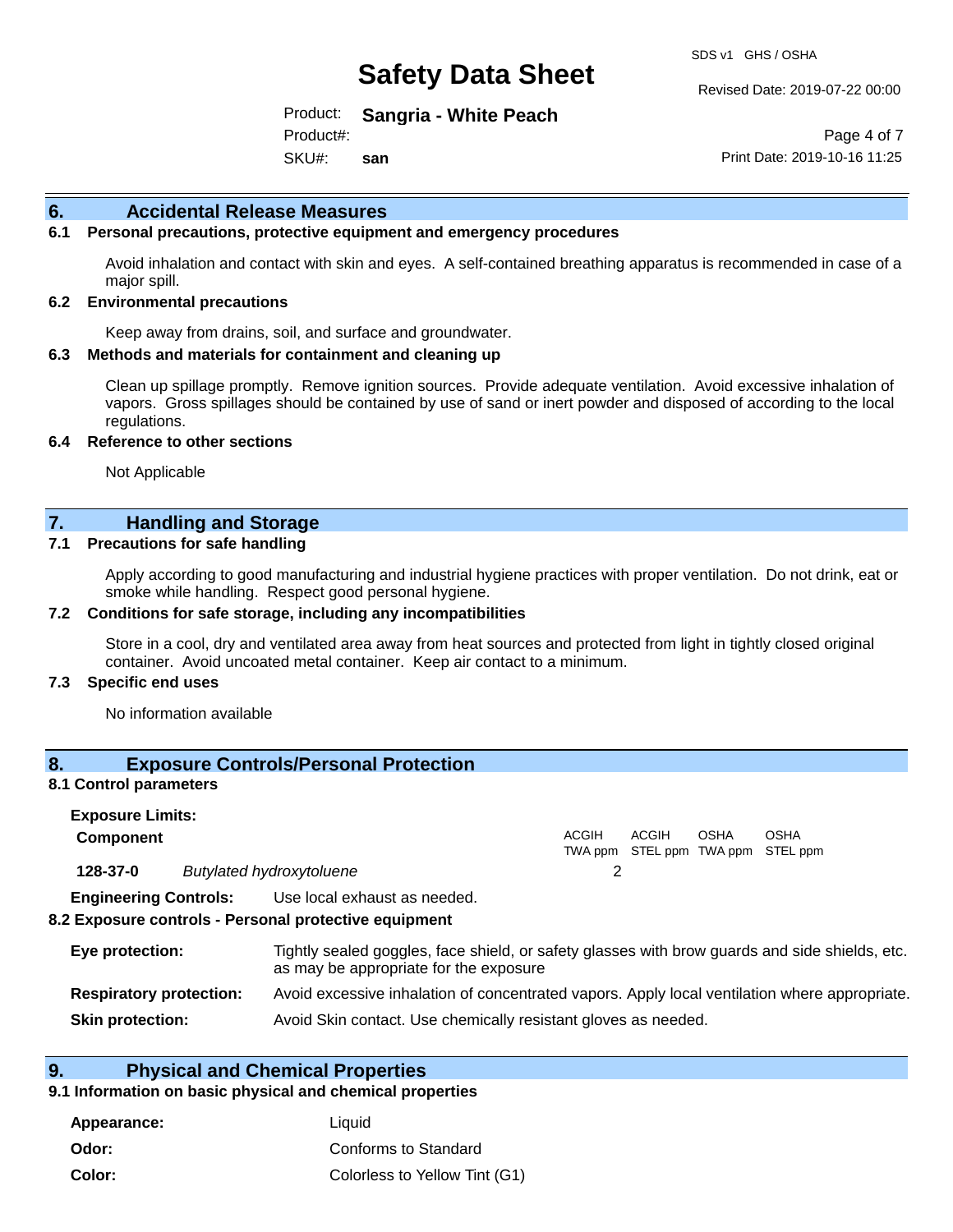## 6. Accidental Release Measures

### 6.1 Personal precautions, protective equipment and emergency procedures

Avoid inhalation and contact with skin and eyes. A self-contained breathing apparatus is recommended in case of a major spill.

### 6.2 Environmental precautions

Keep away from drains, soil, and surface and groundwater.

### 6.3 Methods and materials for containment and cleaning up

Clean up spillage promptly. Remove ignition sources. Provide adequate ventilation. Avoid excessive inhalation of vapors. Gross spillages should be contained by use of sand or inert powder and disposed of according to the local regulations.

### 6.4 Reference to other sections

Not Applicable

## 7. Handling and Storage

### 7.1 Precautions for safe handling

Apply according to good manufacturing and industrial hygiene practices with proper ventilation. Do not drink, eat or smoke while handling. Respect good personal hygiene.

### 7.2 Conditions for safe storage, including any incompatibilities

Store in a cool, dry and ventilated area away from heat sources and protected from light in tightly closed original container. Avoid uncoated metal container. Keep air contact to a minimum.

### 7.3 Specific end uses

No information available

## 8. Exposure Controls/Personal Protection

### 8.1 Control parameters

**Exposure Limits:**

| Component | | ACGIH TWA ppm | ACGIH STEL ppm | OSHA TWA ppm | OSHA STEL ppm |
|---|---|---|---|---|---|
| **128-37-0** | *Butylated hydroxytoluene* | 2 | | | |

**Engineering Controls:** Use local exhaust as needed.

### 8.2 Exposure controls - Personal protective equipment

**Eye protection:** Tightly sealed goggles, face shield, or safety glasses with brow guards and side shields, etc. as may be appropriate for the exposure

**Respiratory protection:** Avoid excessive inhalation of concentrated vapors. Apply local ventilation where appropriate.

**Skin protection:** Avoid Skin contact. Use chemically resistant gloves as needed.

## 9. Physical and Chemical Properties

### 9.1 Information on basic physical and chemical properties

**Appearance:** Liquid

**Odor:** Conforms to Standard

**Color:** Colorless to Yellow Tint (G1)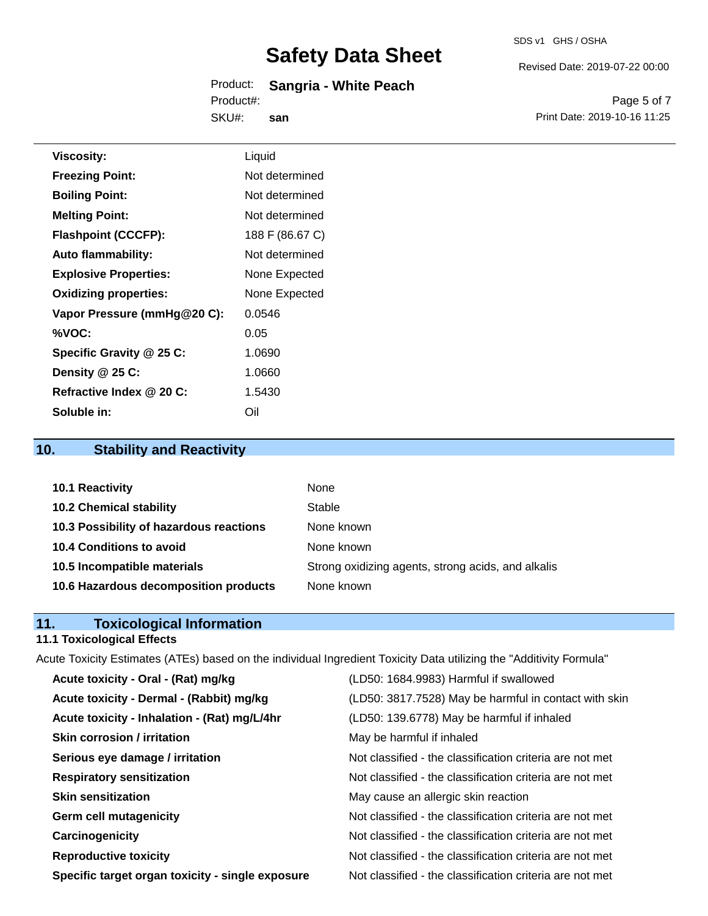| | |
|---|---|
| **Viscosity:** | Liquid |
| **Freezing Point:** | Not determined |
| **Boiling Point:** | Not determined |
| **Melting Point:** | Not determined |
| **Flashpoint (CCCFP):** | 188 F (86.67 C) |
| **Auto flammability:** | Not determined |
| **Explosive Properties:** | None Expected |
| **Oxidizing properties:** | None Expected |
| **Vapor Pressure (mmHg@20 C):** | 0.0546 |
| **%VOC:** | 0.05 |
| **Specific Gravity @ 25 C:** | 1.0690 |
| **Density @ 25 C:** | 1.0660 |
| **Refractive Index @ 20 C:** | 1.5430 |
| **Soluble in:** | Oil |

## 10. Stability and Reactivity

| | |
|---|---|
| **10.1 Reactivity** | None |
| **10.2 Chemical stability** | Stable |
| **10.3 Possibility of hazardous reactions** | None known |
| **10.4 Conditions to avoid** | None known |
| **10.5 Incompatible materials** | Strong oxidizing agents, strong acids, and alkalis |
| **10.6 Hazardous decomposition products** | None known |

## 11. Toxicological Information

### 11.1 Toxicological Effects

Acute Toxicity Estimates (ATEs) based on the individual Ingredient Toxicity Data utilizing the "Additivity Formula"

| | |
|---|---|
| **Acute toxicity - Oral - (Rat) mg/kg** | (LD50: 1684.9983) Harmful if swallowed |
| **Acute toxicity - Dermal - (Rabbit) mg/kg** | (LD50: 3817.7528) May be harmful in contact with skin |
| **Acute toxicity - Inhalation - (Rat) mg/L/4hr** | (LD50: 139.6778) May be harmful if inhaled |
| **Skin corrosion / irritation** | May be harmful if inhaled |
| **Serious eye damage / irritation** | Not classified - the classification criteria are not met |
| **Respiratory sensitization** | Not classified - the classification criteria are not met |
| **Skin sensitization** | May cause an allergic skin reaction |
| **Germ cell mutagenicity** | Not classified - the classification criteria are not met |
| **Carcinogenicity** | Not classified - the classification criteria are not met |
| **Reproductive toxicity** | Not classified - the classification criteria are not met |
| **Specific target organ toxicity - single exposure** | Not classified - the classification criteria are not met |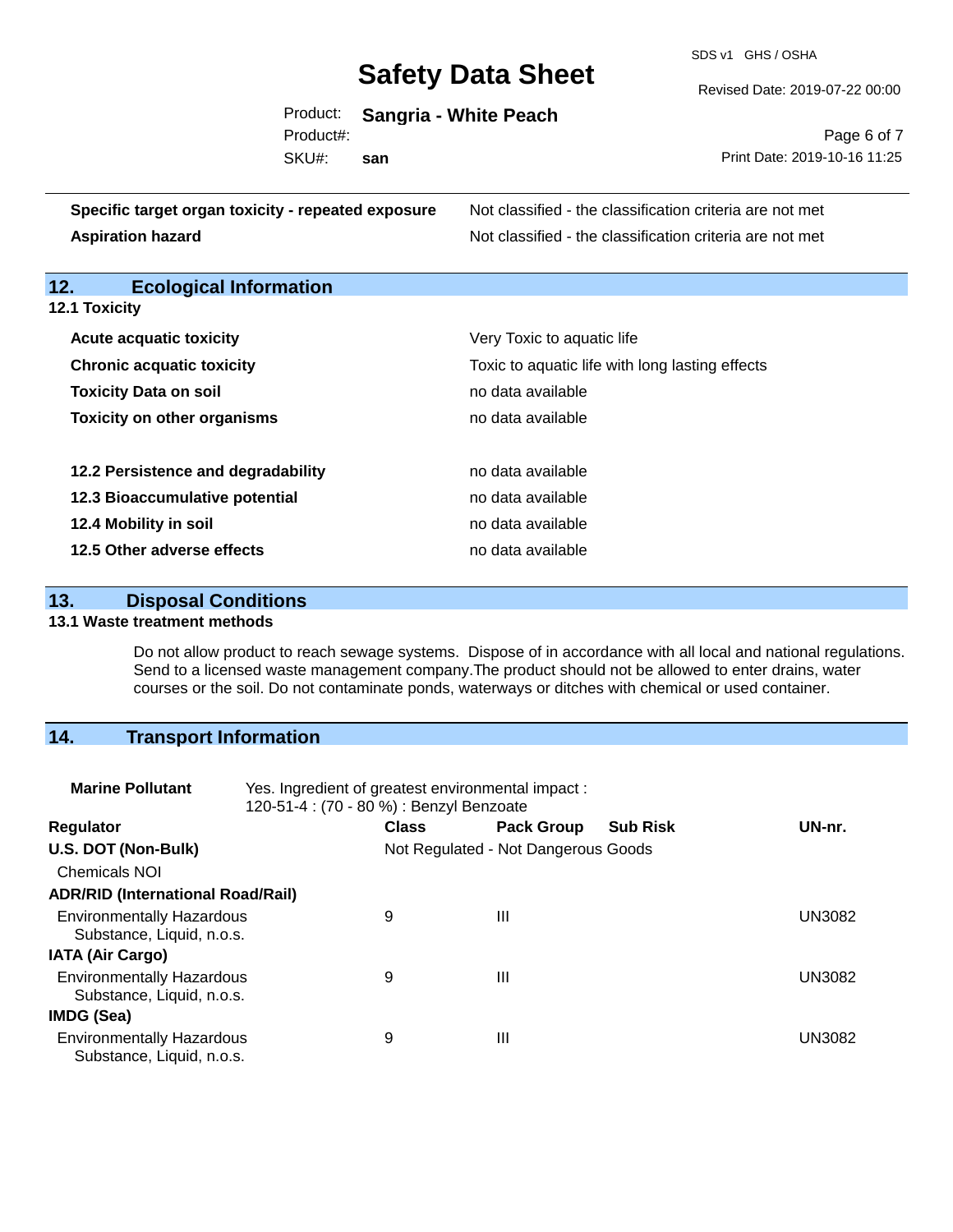| | |
|---|---|
| **Specific target organ toxicity - repeated exposure** | Not classified - the classification criteria are not met |
| **Aspiration hazard** | Not classified - the classification criteria are not met |

## 12. Ecological Information

**12.1 Toxicity**

| | |
|---|---|
| **Acute acquatic toxicity** | Very Toxic to aquatic life |
| **Chronic acquatic toxicity** | Toxic to aquatic life with long lasting effects |
| **Toxicity Data on soil** | no data available |
| **Toxicity on other organisms** | no data available |
| | |
| **12.2 Persistence and degradability** | no data available |
| **12.3 Bioaccumulative potential** | no data available |
| **12.4 Mobility in soil** | no data available |
| **12.5 Other adverse effects** | no data available |

## 13. Disposal Conditions

**13.1 Waste treatment methods**

Do not allow product to reach sewage systems. Dispose of in accordance with all local and national regulations. Send to a licensed waste management company.The product should not be allowed to enter drains, water courses or the soil. Do not contaminate ponds, waterways or ditches with chemical or used container.

## 14. Transport Information

**Marine Pollutant** Yes. Ingredient of greatest environmental impact : 120-51-4 : (70 - 80 %) : Benzyl Benzoate

| Regulator | Class | Pack Group | Sub Risk | UN-nr. |
|---|---|---|---|---|
| **U.S. DOT (Non-Bulk)** | Not Regulated - Not Dangerous Goods | | | |
| Chemicals NOI | | | | |
| **ADR/RID (International Road/Rail)** | | | | |
| Environmentally Hazardous Substance, Liquid, n.o.s. | 9 | III | | UN3082 |
| **IATA (Air Cargo)** | | | | |
| Environmentally Hazardous Substance, Liquid, n.o.s. | 9 | III | | UN3082 |
| **IMDG (Sea)** | | | | |
| Environmentally Hazardous Substance, Liquid, n.o.s. | 9 | III | | UN3082 |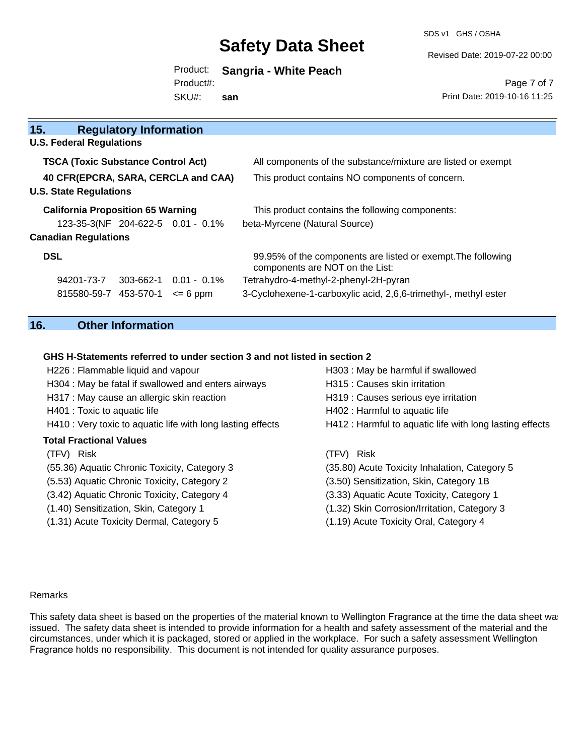## 15. Regulatory Information

**U.S. Federal Regulations**

| | |
|---|---|
| **TSCA (Toxic Substance Control Act)** | All components of the substance/mixture are listed or exempt |
| **40 CFR(EPCRA, SARA, CERCLA and CAA)** | This product contains NO components of concern. |

**U.S. State Regulations**

**California Proposition 65 Warning** — This product contains the following components:

| | | | |
|---|---|---|---|
| 123-35-3(NF | 204-622-5 | 0.01 - 0.1% | beta-Myrcene (Natural Source) |

**Canadian Regulations**

**DSL** — 99.95% of the components are listed or exempt.The following components are NOT on the List:

| | | | |
|---|---|---|---|
| 94201-73-7 | 303-662-1 | 0.01 - 0.1% | Tetrahydro-4-methyl-2-phenyl-2H-pyran |
| 815580-59-7 | 453-570-1 | <= 6 ppm | 3-Cyclohexene-1-carboxylic acid, 2,6,6-trimethyl-, methyl ester |

## 16. Other Information

**GHS H-Statements referred to under section 3 and not listed in section 2**

H226 : Flammable liquid and vapour
H304 : May be fatal if swallowed and enters airways
H317 : May cause an allergic skin reaction
H401 : Toxic to aquatic life
H410 : Very toxic to aquatic life with long lasting effects
H303 : May be harmful if swallowed
H315 : Causes skin irritation
H319 : Causes serious eye irritation
H402 : Harmful to aquatic life
H412 : Harmful to aquatic life with long lasting effects

**Total Fractional Values**

(TFV) Risk
(55.36) Aquatic Chronic Toxicity, Category 3
(5.53) Aquatic Chronic Toxicity, Category 2
(3.42) Aquatic Chronic Toxicity, Category 4
(1.40) Sensitization, Skin, Category 1
(1.31) Acute Toxicity Dermal, Category 5

(TFV) Risk
(35.80) Acute Toxicity Inhalation, Category 5
(3.50) Sensitization, Skin, Category 1B
(3.33) Aquatic Acute Toxicity, Category 1
(1.32) Skin Corrosion/Irritation, Category 3
(1.19) Acute Toxicity Oral, Category 4

Remarks

This safety data sheet is based on the properties of the material known to Wellington Fragrance at the time the data sheet was issued. The safety data sheet is intended to provide information for a health and safety assessment of the material and the circumstances, under which it is packaged, stored or applied in the workplace. For such a safety assessment Wellington Fragrance holds no responsibility. This document is not intended for quality assurance purposes.